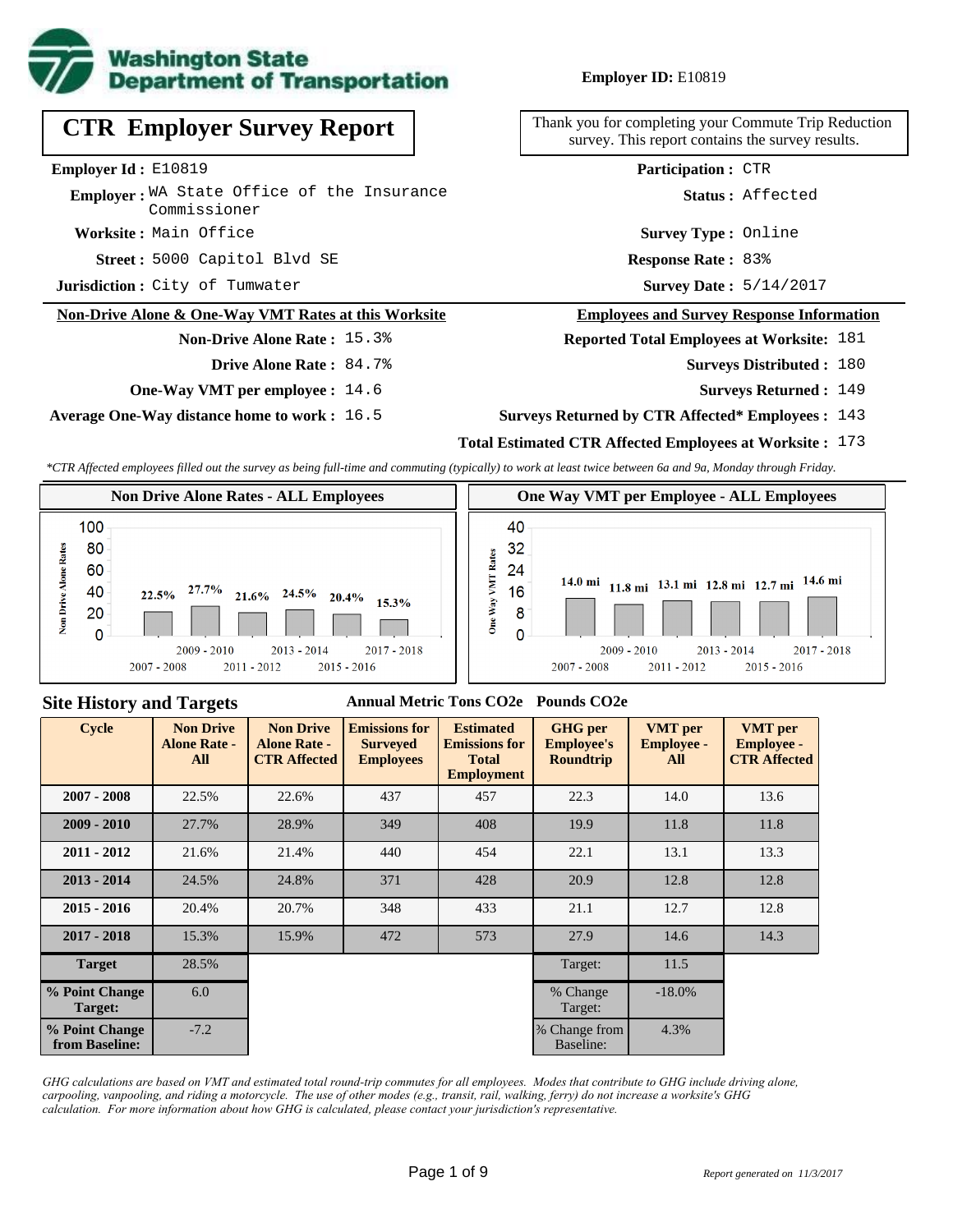**Employer ID:** E10819

# CTR Employer Survey Report

Thank you for completing your Commute Trip Reduction survey. This report contains the survey results.

**Employer Id :** E10819
**Employer :** WA State Office of the Insurance Commissioner
**Worksite :** Main Office
**Street :** 5000 Capitol Blvd SE
**Jurisdiction :** City of Tumwater

**Participation :** CTR
**Status :** Affected
**Survey Type :** Online
**Response Rate :** 83%
**Survey Date :** 5/14/2017

## Non-Drive Alone & One-Way VMT Rates at this Worksite

**Non-Drive Alone Rate :** 15.3%
**Drive Alone Rate :** 84.7%
**One-Way VMT per employee :** 14.6
**Average One-Way distance home to work :** 16.5

## Employees and Survey Response Information

**Reported Total Employees at Worksite:** 181
**Surveys Distributed :** 180
**Surveys Returned :** 149
**Surveys Returned by CTR Affected\* Employees :** 143
**Total Estimated CTR Affected Employees at Worksite :** 173

*\*CTR Affected employees filled out the survey as being full-time and commuting (typically) to work at least twice between 6a and 9a, Monday through Friday.*

### Non Drive Alone Rates - ALL Employees

| Cycle | Non Drive Alone Rate |
|---|---|
| 2007 - 2008 | 22.5% |
| 2009 - 2010 | 27.7% |
| 2011 - 2012 | 21.6% |
| 2013 - 2014 | 24.5% |
| 2015 - 2016 | 20.4% |
| 2017 - 2018 | 15.3% |

### One Way VMT per Employee - ALL Employees

| Cycle | One Way VMT |
|---|---|
| 2007 - 2008 | 14.0 mi |
| 2009 - 2010 | 11.8 mi |
| 2011 - 2012 | 13.1 mi |
| 2013 - 2014 | 12.8 mi |
| 2015 - 2016 | 12.7 mi |
| 2017 - 2018 | 14.6 mi |

## Site History and Targets

| Cycle | Non Drive Alone Rate - All | Non Drive Alone Rate - CTR Affected | Emissions for Surveyed Employees (Annual Metric Tons CO2e) | Estimated Emissions for Total Employment (Annual Metric Tons CO2e) | GHG per Employee's Roundtrip (Pounds CO2e) | VMT per Employee - All | VMT per Employee - CTR Affected |
|---|---|---|---|---|---|---|---|
| 2007 - 2008 | 22.5% | 22.6% | 437 | 457 | 22.3 | 14.0 | 13.6 |
| 2009 - 2010 | 27.7% | 28.9% | 349 | 408 | 19.9 | 11.8 | 11.8 |
| 2011 - 2012 | 21.6% | 21.4% | 440 | 454 | 22.1 | 13.1 | 13.3 |
| 2013 - 2014 | 24.5% | 24.8% | 371 | 428 | 20.9 | 12.8 | 12.8 |
| 2015 - 2016 | 20.4% | 20.7% | 348 | 433 | 21.1 | 12.7 | 12.8 |
| 2017 - 2018 | 15.3% | 15.9% | 472 | 573 | 27.9 | 14.6 | 14.3 |
| **Target** | 28.5% | | | | Target: | 11.5 | |
| **% Point Change Target:** | 6.0 | | | | % Change Target: | -18.0% | |
| **% Point Change from Baseline:** | -7.2 | | | | % Change from Baseline: | 4.3% | |

*GHG calculations are based on VMT and estimated total round-trip commutes for all employees. Modes that contribute to GHG include driving alone, carpooling, vanpooling, and riding a motorcycle. The use of other modes (e.g., transit, rail, walking, ferry) do not increase a worksite's GHG calculation. For more information about how GHG is calculated, please contact your jurisdiction's representative.*

*Report generated on 11/3/2017*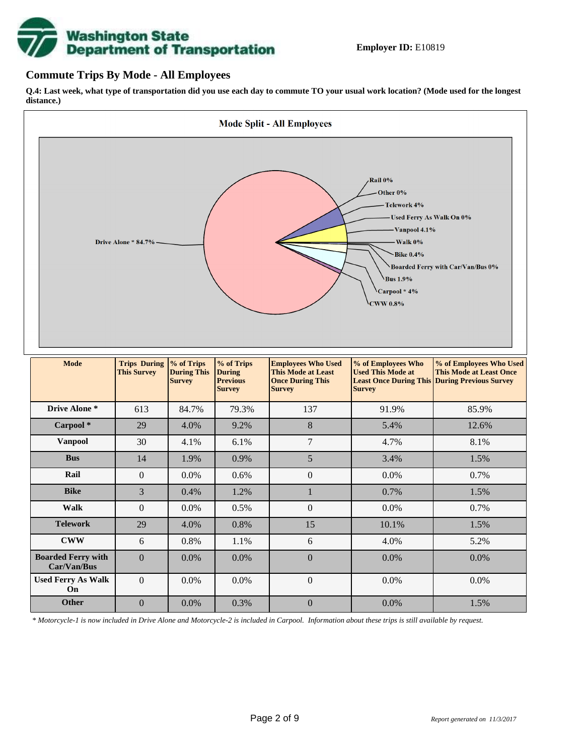**Employer ID:** E10819

## Commute Trips By Mode - All Employees

**Q.4: Last week, what type of transportation did you use each day to commute TO your usual work location? (Mode used for the longest distance.)**

Mode Split - All Employees

Drive Alone * 84.7%, Rail 0%, Other 0%, Telework 4%, Used Ferry As Walk On 0%, Vanpool 4.1%, Walk 0%, Bike 0.4%, Boarded Ferry with Car/Van/Bus 0%, Bus 1.9%, Carpool * 4%, CWW 0.8%

| Mode | Trips During This Survey | % of Trips During This Survey | % of Trips During Previous Survey | Employees Who Used This Mode at Least Once During This Survey | % of Employees Who Used This Mode at Least Once During This Survey | % of Employees Who Used This Mode at Least Once During Previous Survey |
|---|---|---|---|---|---|---|
| Drive Alone * | 613 | 84.7% | 79.3% | 137 | 91.9% | 85.9% |
| Carpool * | 29 | 4.0% | 9.2% | 8 | 5.4% | 12.6% |
| Vanpool | 30 | 4.1% | 6.1% | 7 | 4.7% | 8.1% |
| Bus | 14 | 1.9% | 0.9% | 5 | 3.4% | 1.5% |
| Rail | 0 | 0.0% | 0.6% | 0 | 0.0% | 0.7% |
| Bike | 3 | 0.4% | 1.2% | 1 | 0.7% | 1.5% |
| Walk | 0 | 0.0% | 0.5% | 0 | 0.0% | 0.7% |
| Telework | 29 | 4.0% | 0.8% | 15 | 10.1% | 1.5% |
| CWW | 6 | 0.8% | 1.1% | 6 | 4.0% | 5.2% |
| Boarded Ferry with Car/Van/Bus | 0 | 0.0% | 0.0% | 0 | 0.0% | 0.0% |
| Used Ferry As Walk On | 0 | 0.0% | 0.0% | 0 | 0.0% | 0.0% |
| Other | 0 | 0.0% | 0.3% | 0 | 0.0% | 1.5% |

*\* Motorcycle-1 is now included in Drive Alone and Motorcycle-2 is included in Carpool. Information about these trips is still available by request.*

*Report generated on 11/3/2017*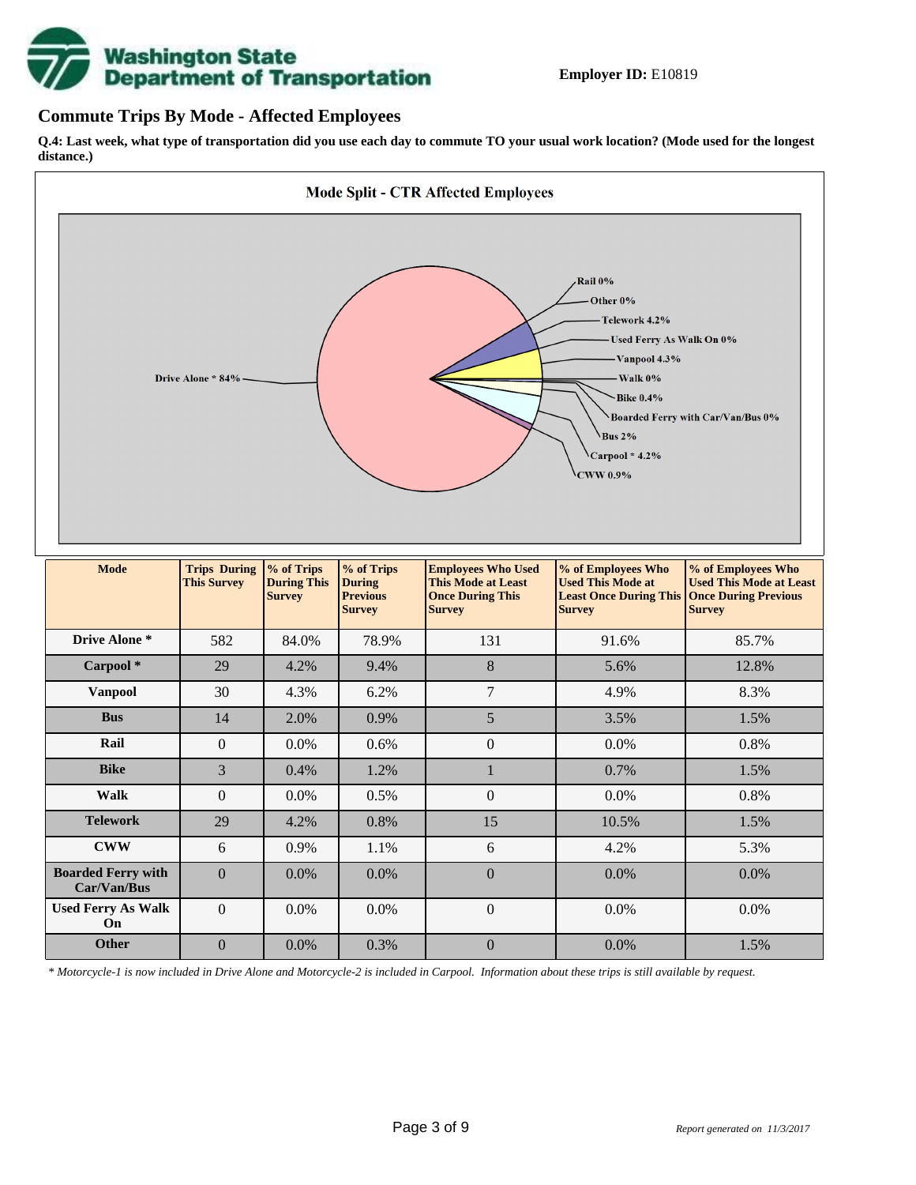**Employer ID:** E10819

## Commute Trips By Mode - Affected Employees

**Q.4: Last week, what type of transportation did you use each day to commute TO your usual work location? (Mode used for the longest distance.)**

**Mode Split - CTR Affected Employees**

Rail 0%
Other 0%
Telework 4.2%
Used Ferry As Walk On 0%
Vanpool 4.3%
Walk 0%
Bike 0.4%
Boarded Ferry with Car/Van/Bus 0%
Bus 2%
Carpool * 4.2%
CWW 0.9%
Drive Alone * 84%

| Mode | Trips During This Survey | % of Trips During This Survey | % of Trips During Previous Survey | Employees Who Used This Mode at Least Once During This Survey | % of Employees Who Used This Mode at Least Once During This Survey | % of Employees Who Used This Mode at Least Once During Previous Survey |
|---|---|---|---|---|---|---|
| **Drive Alone *** | 582 | 84.0% | 78.9% | 131 | 91.6% | 85.7% |
| **Carpool *** | 29 | 4.2% | 9.4% | 8 | 5.6% | 12.8% |
| **Vanpool** | 30 | 4.3% | 6.2% | 7 | 4.9% | 8.3% |
| **Bus** | 14 | 2.0% | 0.9% | 5 | 3.5% | 1.5% |
| **Rail** | 0 | 0.0% | 0.6% | 0 | 0.0% | 0.8% |
| **Bike** | 3 | 0.4% | 1.2% | 1 | 0.7% | 1.5% |
| **Walk** | 0 | 0.0% | 0.5% | 0 | 0.0% | 0.8% |
| **Telework** | 29 | 4.2% | 0.8% | 15 | 10.5% | 1.5% |
| **CWW** | 6 | 0.9% | 1.1% | 6 | 4.2% | 5.3% |
| **Boarded Ferry with Car/Van/Bus** | 0 | 0.0% | 0.0% | 0 | 0.0% | 0.0% |
| **Used Ferry As Walk On** | 0 | 0.0% | 0.0% | 0 | 0.0% | 0.0% |
| **Other** | 0 | 0.0% | 0.3% | 0 | 0.0% | 1.5% |

*\* Motorcycle-1 is now included in Drive Alone and Motorcycle-2 is included in Carpool. Information about these trips is still available by request.*

*Report generated on 11/3/2017*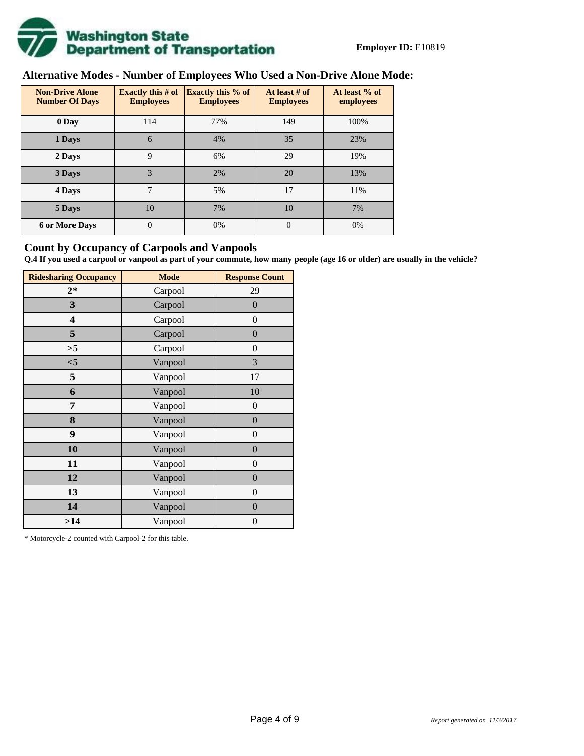**Employer ID:** E10819

## Alternative Modes - Number of Employees Who Used a Non-Drive Alone Mode:

| Non-Drive Alone Number Of Days | Exactly this # of Employees | Exactly this % of Employees | At least # of Employees | At least % of employees |
|---|---|---|---|---|
| 0 Day | 114 | 77% | 149 | 100% |
| 1 Days | 6 | 4% | 35 | 23% |
| 2 Days | 9 | 6% | 29 | 19% |
| 3 Days | 3 | 2% | 20 | 13% |
| 4 Days | 7 | 5% | 17 | 11% |
| 5 Days | 10 | 7% | 10 | 7% |
| 6 or More Days | 0 | 0% | 0 | 0% |

## Count by Occupancy of Carpools and Vanpools

**Q.4 If you used a carpool or vanpool as part of your commute, how many people (age 16 or older) are usually in the vehicle?**

| Ridesharing Occupancy | Mode | Response Count |
|---|---|---|
| 2* | Carpool | 29 |
| 3 | Carpool | 0 |
| 4 | Carpool | 0 |
| 5 | Carpool | 0 |
| >5 | Carpool | 0 |
| <5 | Vanpool | 3 |
| 5 | Vanpool | 17 |
| 6 | Vanpool | 10 |
| 7 | Vanpool | 0 |
| 8 | Vanpool | 0 |
| 9 | Vanpool | 0 |
| 10 | Vanpool | 0 |
| 11 | Vanpool | 0 |
| 12 | Vanpool | 0 |
| 13 | Vanpool | 0 |
| 14 | Vanpool | 0 |
| >14 | Vanpool | 0 |

* Motorcycle-2 counted with Carpool-2 for this table.

*Report generated on 11/3/2017*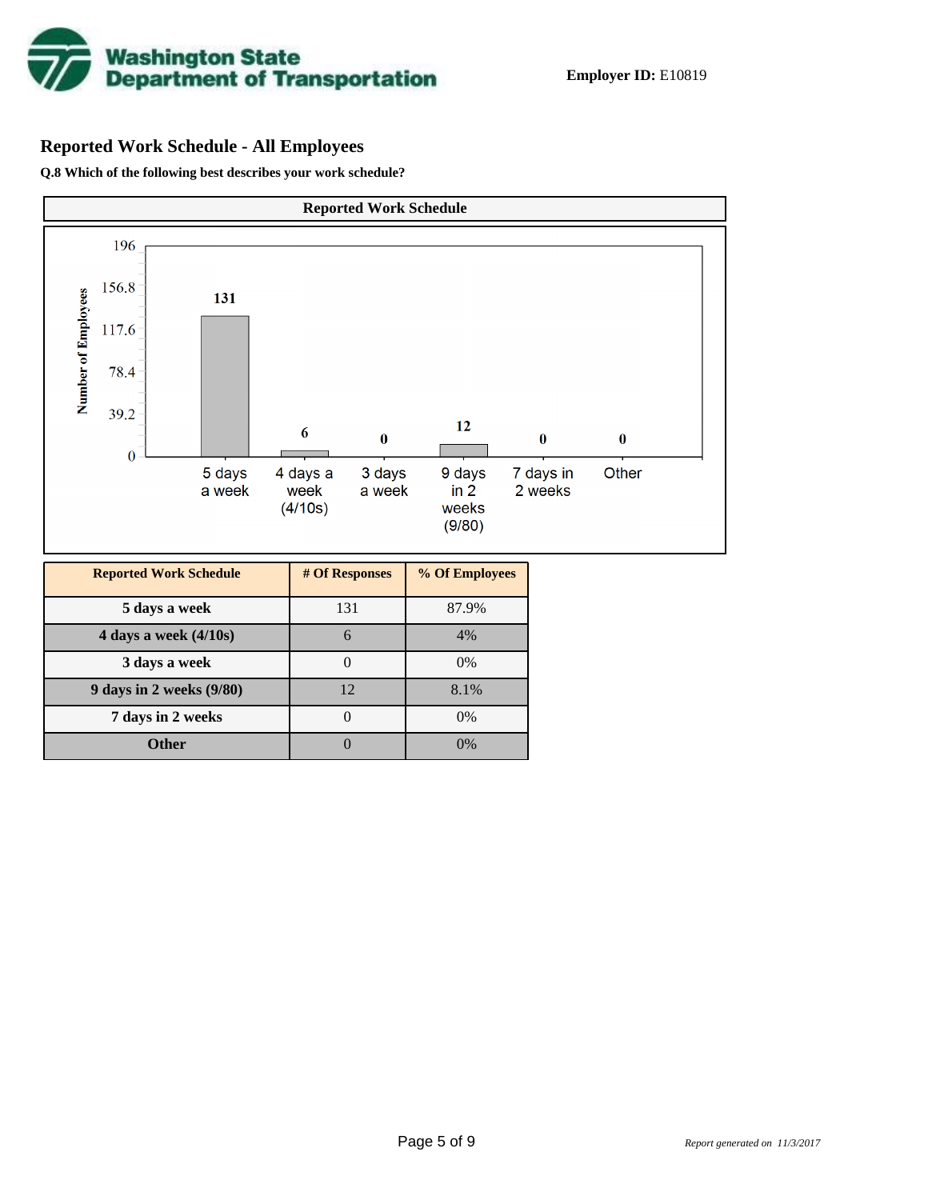**Employer ID:** E10819

## Reported Work Schedule - All Employees

**Q.8 Which of the following best describes your work schedule?**

| Reported Work Schedule | # Of Responses | % Of Employees |
|---|---|---|
| 5 days a week | 131 | 87.9% |
| 4 days a week (4/10s) | 6 | 4% |
| 3 days a week | 0 | 0% |
| 9 days in 2 weeks (9/80) | 12 | 8.1% |
| 7 days in 2 weeks | 0 | 0% |
| Other | 0 | 0% |

*Report generated on 11/3/2017*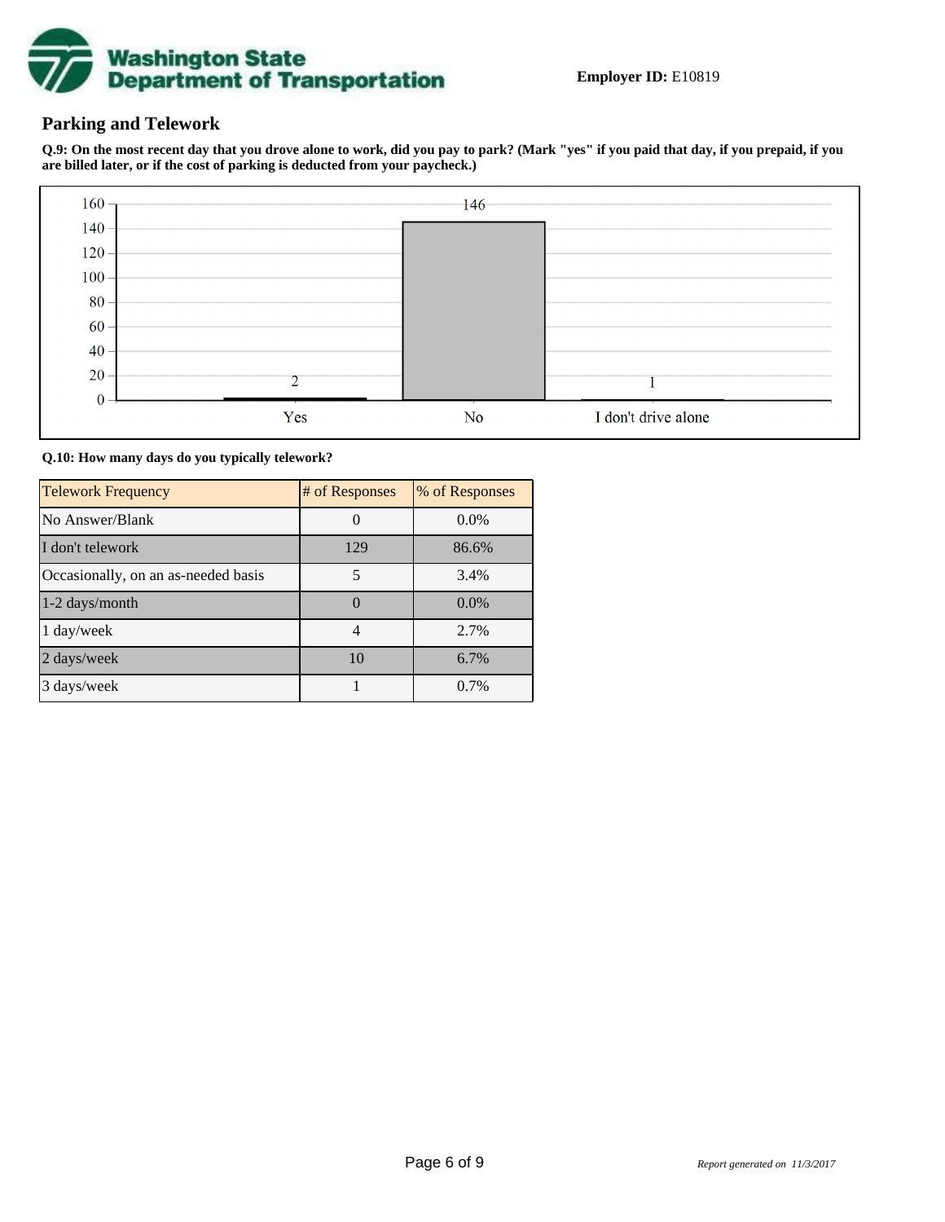**Employer ID:** E10819

## Parking and Telework

**Q.9: On the most recent day that you drove alone to work, did you pay to park? (Mark "yes" if you paid that day, if you prepaid, if you are billed later, or if the cost of parking is deducted from your paycheck.)**

| Response | Count |
|---|---|
| Yes | 2 |
| No | 146 |
| I don't drive alone | 1 |

**Q.10: How many days do you typically telework?**

| Telework Frequency | # of Responses | % of Responses |
|---|---|---|
| No Answer/Blank | 0 | 0.0% |
| I don't telework | 129 | 86.6% |
| Occasionally, on an as-needed basis | 5 | 3.4% |
| 1-2 days/month | 0 | 0.0% |
| 1 day/week | 4 | 2.7% |
| 2 days/week | 10 | 6.7% |
| 3 days/week | 1 | 0.7% |

*Report generated on 11/3/2017*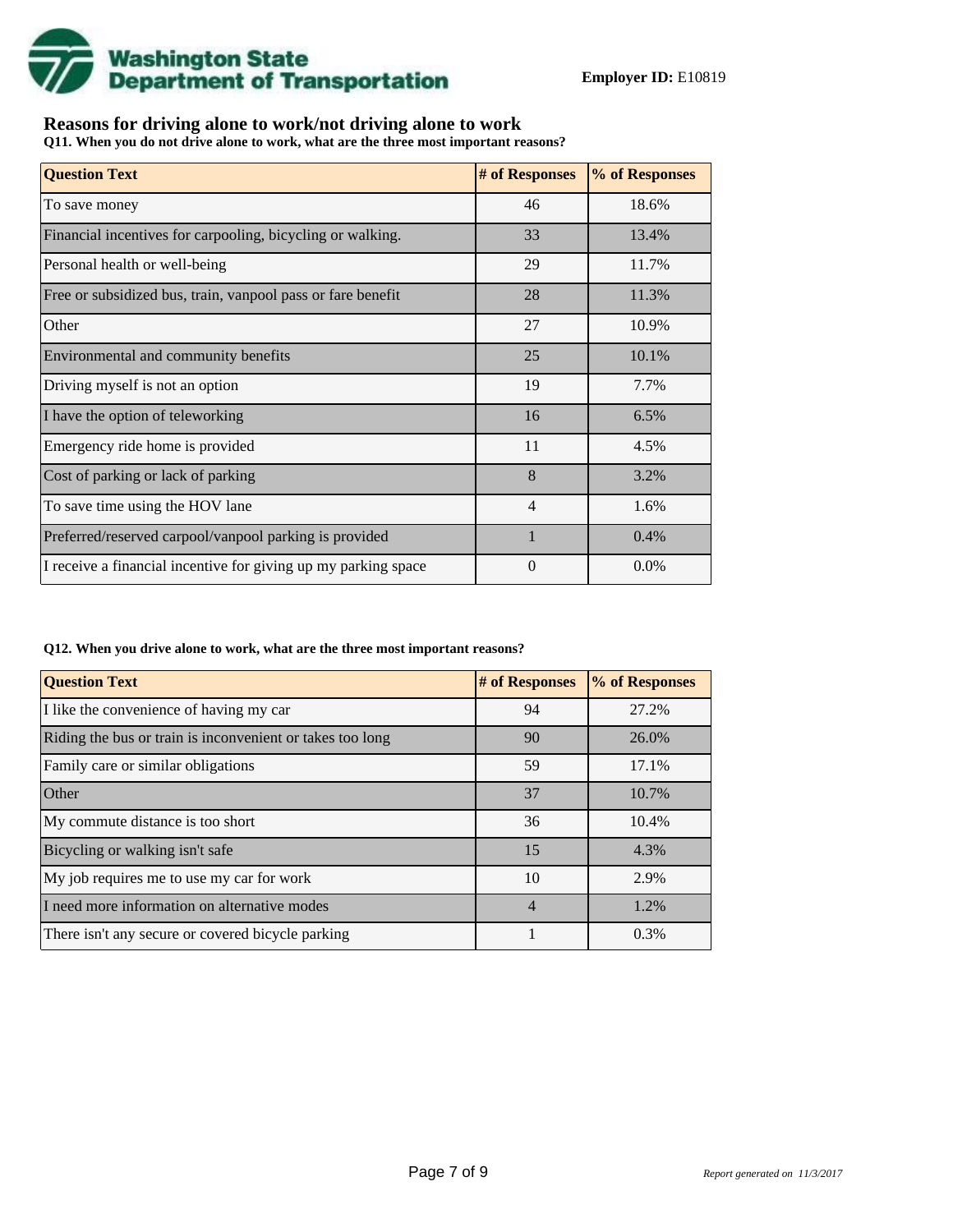**Washington State Department of Transportation**

**Employer ID:** E10819

## Reasons for driving alone to work/not driving alone to work

**Q11. When you do not drive alone to work, what are the three most important reasons?**

| Question Text | # of Responses | % of Responses |
|---|---|---|
| To save money | 46 | 18.6% |
| Financial incentives for carpooling, bicycling or walking. | 33 | 13.4% |
| Personal health or well-being | 29 | 11.7% |
| Free or subsidized bus, train, vanpool pass or fare benefit | 28 | 11.3% |
| Other | 27 | 10.9% |
| Environmental and community benefits | 25 | 10.1% |
| Driving myself is not an option | 19 | 7.7% |
| I have the option of teleworking | 16 | 6.5% |
| Emergency ride home is provided | 11 | 4.5% |
| Cost of parking or lack of parking | 8 | 3.2% |
| To save time using the HOV lane | 4 | 1.6% |
| Preferred/reserved carpool/vanpool parking is provided | 1 | 0.4% |
| I receive a financial incentive for giving up my parking space | 0 | 0.0% |

**Q12. When you drive alone to work, what are the three most important reasons?**

| Question Text | # of Responses | % of Responses |
|---|---|---|
| I like the convenience of having my car | 94 | 27.2% |
| Riding the bus or train is inconvenient or takes too long | 90 | 26.0% |
| Family care or similar obligations | 59 | 17.1% |
| Other | 37 | 10.7% |
| My commute distance is too short | 36 | 10.4% |
| Bicycling or walking isn't safe | 15 | 4.3% |
| My job requires me to use my car for work | 10 | 2.9% |
| I need more information on alternative modes | 4 | 1.2% |
| There isn't any secure or covered bicycle parking | 1 | 0.3% |

*Report generated on 11/3/2017*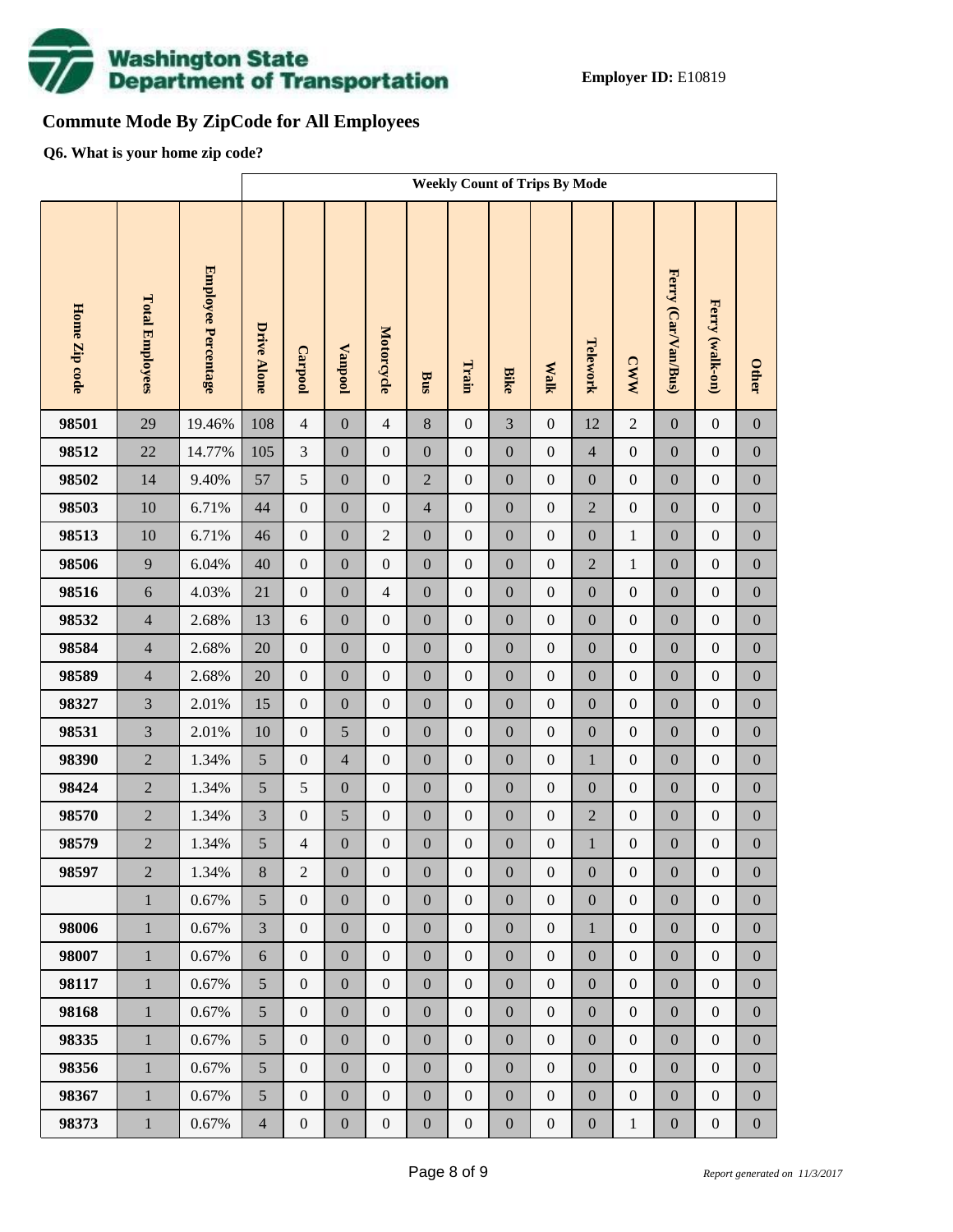**Employer ID:** E10819

## Commute Mode By ZipCode for All Employees

**Q6. What is your home zip code?**

| Home Zip code | Total Employees | Employee Percentage | Weekly Count of Trips By Mode | | | | | | | | | | | | |
|---|---|---|---|---|---|---|---|---|---|---|---|---|---|---|---|
| | | | Drive Alone | Carpool | Vanpool | Motorcycle | Bus | Train | Bike | Walk | Telework | CWW | Ferry (Car/Van/Bus) | Ferry (walk-on) | Other |
| 98501 | 29 | 19.46% | 108 | 4 | 0 | 4 | 8 | 0 | 3 | 0 | 12 | 2 | 0 | 0 | 0 |
| 98512 | 22 | 14.77% | 105 | 3 | 0 | 0 | 0 | 0 | 0 | 0 | 4 | 0 | 0 | 0 | 0 |
| 98502 | 14 | 9.40% | 57 | 5 | 0 | 0 | 2 | 0 | 0 | 0 | 0 | 0 | 0 | 0 | 0 |
| 98503 | 10 | 6.71% | 44 | 0 | 0 | 0 | 4 | 0 | 0 | 0 | 2 | 0 | 0 | 0 | 0 |
| 98513 | 10 | 6.71% | 46 | 0 | 0 | 2 | 0 | 0 | 0 | 0 | 0 | 1 | 0 | 0 | 0 |
| 98506 | 9 | 6.04% | 40 | 0 | 0 | 0 | 0 | 0 | 0 | 0 | 2 | 1 | 0 | 0 | 0 |
| 98516 | 6 | 4.03% | 21 | 0 | 0 | 4 | 0 | 0 | 0 | 0 | 0 | 0 | 0 | 0 | 0 |
| 98532 | 4 | 2.68% | 13 | 6 | 0 | 0 | 0 | 0 | 0 | 0 | 0 | 0 | 0 | 0 | 0 |
| 98584 | 4 | 2.68% | 20 | 0 | 0 | 0 | 0 | 0 | 0 | 0 | 0 | 0 | 0 | 0 | 0 |
| 98589 | 4 | 2.68% | 20 | 0 | 0 | 0 | 0 | 0 | 0 | 0 | 0 | 0 | 0 | 0 | 0 |
| 98327 | 3 | 2.01% | 15 | 0 | 0 | 0 | 0 | 0 | 0 | 0 | 0 | 0 | 0 | 0 | 0 |
| 98531 | 3 | 2.01% | 10 | 0 | 5 | 0 | 0 | 0 | 0 | 0 | 0 | 0 | 0 | 0 | 0 |
| 98390 | 2 | 1.34% | 5 | 0 | 4 | 0 | 0 | 0 | 0 | 0 | 1 | 0 | 0 | 0 | 0 |
| 98424 | 2 | 1.34% | 5 | 5 | 0 | 0 | 0 | 0 | 0 | 0 | 0 | 0 | 0 | 0 | 0 |
| 98570 | 2 | 1.34% | 3 | 0 | 5 | 0 | 0 | 0 | 0 | 0 | 2 | 0 | 0 | 0 | 0 |
| 98579 | 2 | 1.34% | 5 | 4 | 0 | 0 | 0 | 0 | 0 | 0 | 1 | 0 | 0 | 0 | 0 |
| 98597 | 2 | 1.34% | 8 | 2 | 0 | 0 | 0 | 0 | 0 | 0 | 0 | 0 | 0 | 0 | 0 |
| | 1 | 0.67% | 5 | 0 | 0 | 0 | 0 | 0 | 0 | 0 | 0 | 0 | 0 | 0 | 0 |
| 98006 | 1 | 0.67% | 3 | 0 | 0 | 0 | 0 | 0 | 0 | 0 | 1 | 0 | 0 | 0 | 0 |
| 98007 | 1 | 0.67% | 6 | 0 | 0 | 0 | 0 | 0 | 0 | 0 | 0 | 0 | 0 | 0 | 0 |
| 98117 | 1 | 0.67% | 5 | 0 | 0 | 0 | 0 | 0 | 0 | 0 | 0 | 0 | 0 | 0 | 0 |
| 98168 | 1 | 0.67% | 5 | 0 | 0 | 0 | 0 | 0 | 0 | 0 | 0 | 0 | 0 | 0 | 0 |
| 98335 | 1 | 0.67% | 5 | 0 | 0 | 0 | 0 | 0 | 0 | 0 | 0 | 0 | 0 | 0 | 0 |
| 98356 | 1 | 0.67% | 5 | 0 | 0 | 0 | 0 | 0 | 0 | 0 | 0 | 0 | 0 | 0 | 0 |
| 98367 | 1 | 0.67% | 5 | 0 | 0 | 0 | 0 | 0 | 0 | 0 | 0 | 0 | 0 | 0 | 0 |
| 98373 | 1 | 0.67% | 4 | 0 | 0 | 0 | 0 | 0 | 0 | 0 | 0 | 1 | 0 | 0 | 0 |

*Report generated on 11/3/2017*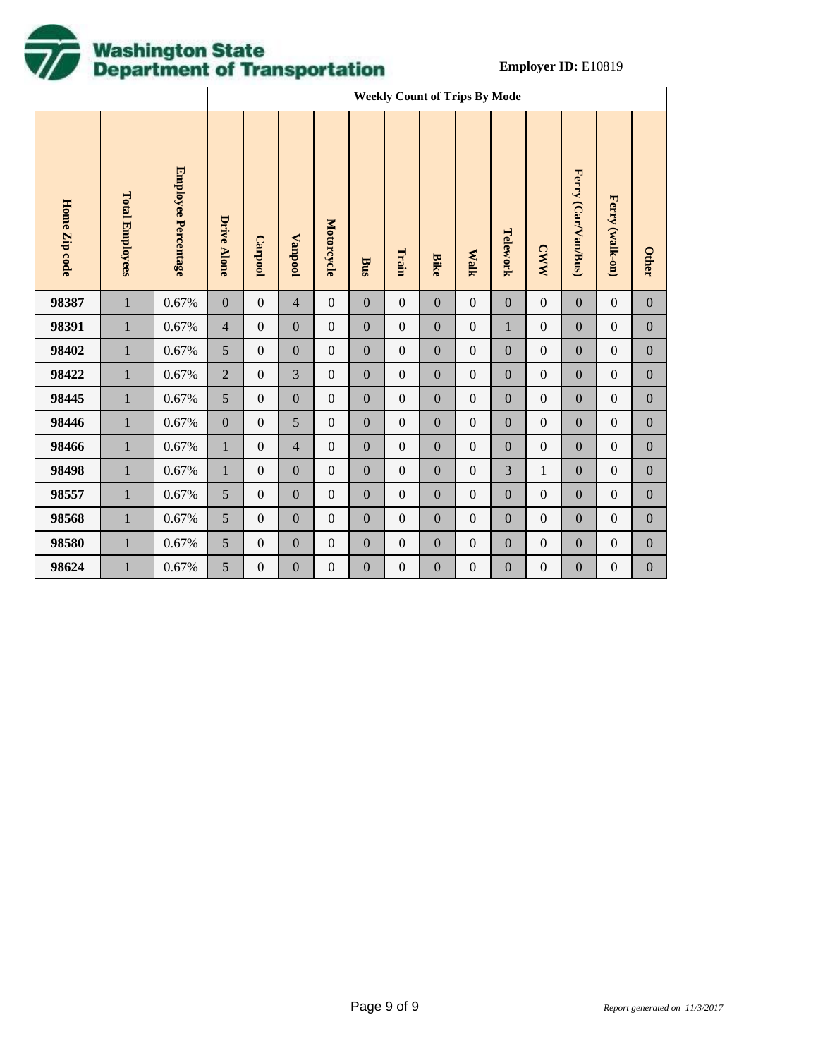**Employer ID:** E10819

| | | | Weekly Count of Trips By Mode | | | | | | | | | | | | | |
|---|---|---|---|---|---|---|---|---|---|---|---|---|---|---|---|---|
| Home Zip code | Total Employees | Employee Percentage | Drive Alone | Carpool | Vanpool | Motorcycle | Bus | Train | Bike | Walk | Telework | CWW | Ferry (Car/Van/Bus) | Ferry (walk-on) | Other |
| 98387 | 1 | 0.67% | 0 | 0 | 4 | 0 | 0 | 0 | 0 | 0 | 0 | 0 | 0 | 0 | 0 |
| 98391 | 1 | 0.67% | 4 | 0 | 0 | 0 | 0 | 0 | 0 | 0 | 1 | 0 | 0 | 0 | 0 |
| 98402 | 1 | 0.67% | 5 | 0 | 0 | 0 | 0 | 0 | 0 | 0 | 0 | 0 | 0 | 0 | 0 |
| 98422 | 1 | 0.67% | 2 | 0 | 3 | 0 | 0 | 0 | 0 | 0 | 0 | 0 | 0 | 0 | 0 |
| 98445 | 1 | 0.67% | 5 | 0 | 0 | 0 | 0 | 0 | 0 | 0 | 0 | 0 | 0 | 0 | 0 |
| 98446 | 1 | 0.67% | 0 | 0 | 5 | 0 | 0 | 0 | 0 | 0 | 0 | 0 | 0 | 0 | 0 |
| 98466 | 1 | 0.67% | 1 | 0 | 4 | 0 | 0 | 0 | 0 | 0 | 0 | 0 | 0 | 0 | 0 |
| 98498 | 1 | 0.67% | 1 | 0 | 0 | 0 | 0 | 0 | 0 | 0 | 3 | 1 | 0 | 0 | 0 |
| 98557 | 1 | 0.67% | 5 | 0 | 0 | 0 | 0 | 0 | 0 | 0 | 0 | 0 | 0 | 0 | 0 |
| 98568 | 1 | 0.67% | 5 | 0 | 0 | 0 | 0 | 0 | 0 | 0 | 0 | 0 | 0 | 0 | 0 |
| 98580 | 1 | 0.67% | 5 | 0 | 0 | 0 | 0 | 0 | 0 | 0 | 0 | 0 | 0 | 0 | 0 |
| 98624 | 1 | 0.67% | 5 | 0 | 0 | 0 | 0 | 0 | 0 | 0 | 0 | 0 | 0 | 0 | 0 |

*Report generated on 11/3/2017*